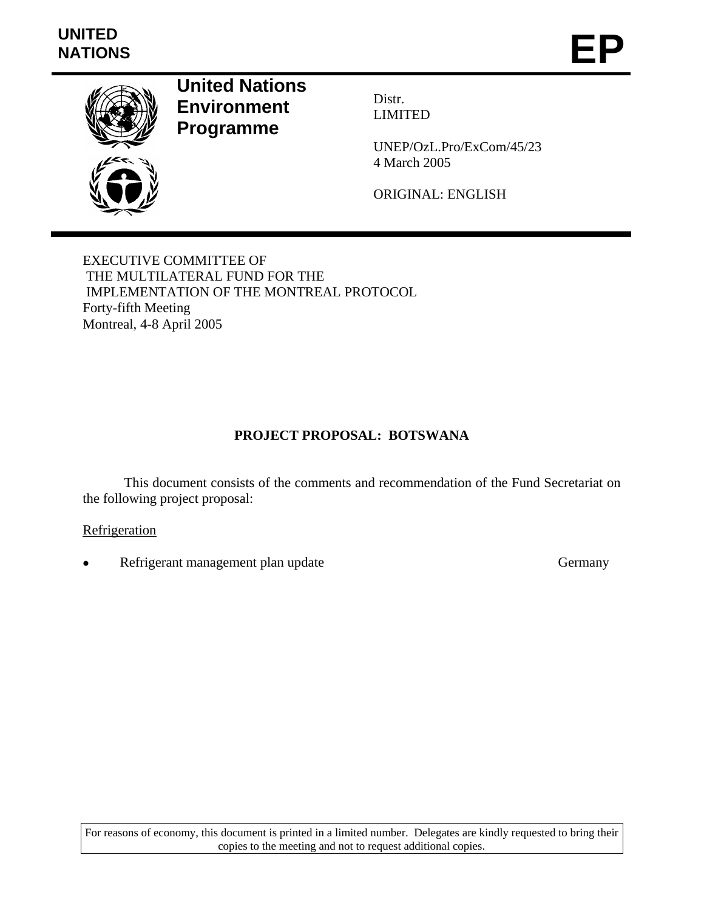UNITED NATIONS

# EP

**United Nations Environment Programme**

Distr.
LIMITED

UNEP/OzL.Pro/ExCom/45/23
4 March 2005

ORIGINAL: ENGLISH

EXECUTIVE COMMITTEE OF
THE MULTILATERAL FUND FOR THE
IMPLEMENTATION OF THE MONTREAL PROTOCOL
Forty-fifth Meeting
Montreal, 4-8 April 2005

## PROJECT PROPOSAL: BOTSWANA

This document consists of the comments and recommendation of the Fund Secretariat on the following project proposal:

Refrigeration

- Refrigerant management plan update — Germany

For reasons of economy, this document is printed in a limited number. Delegates are kindly requested to bring their copies to the meeting and not to request additional copies.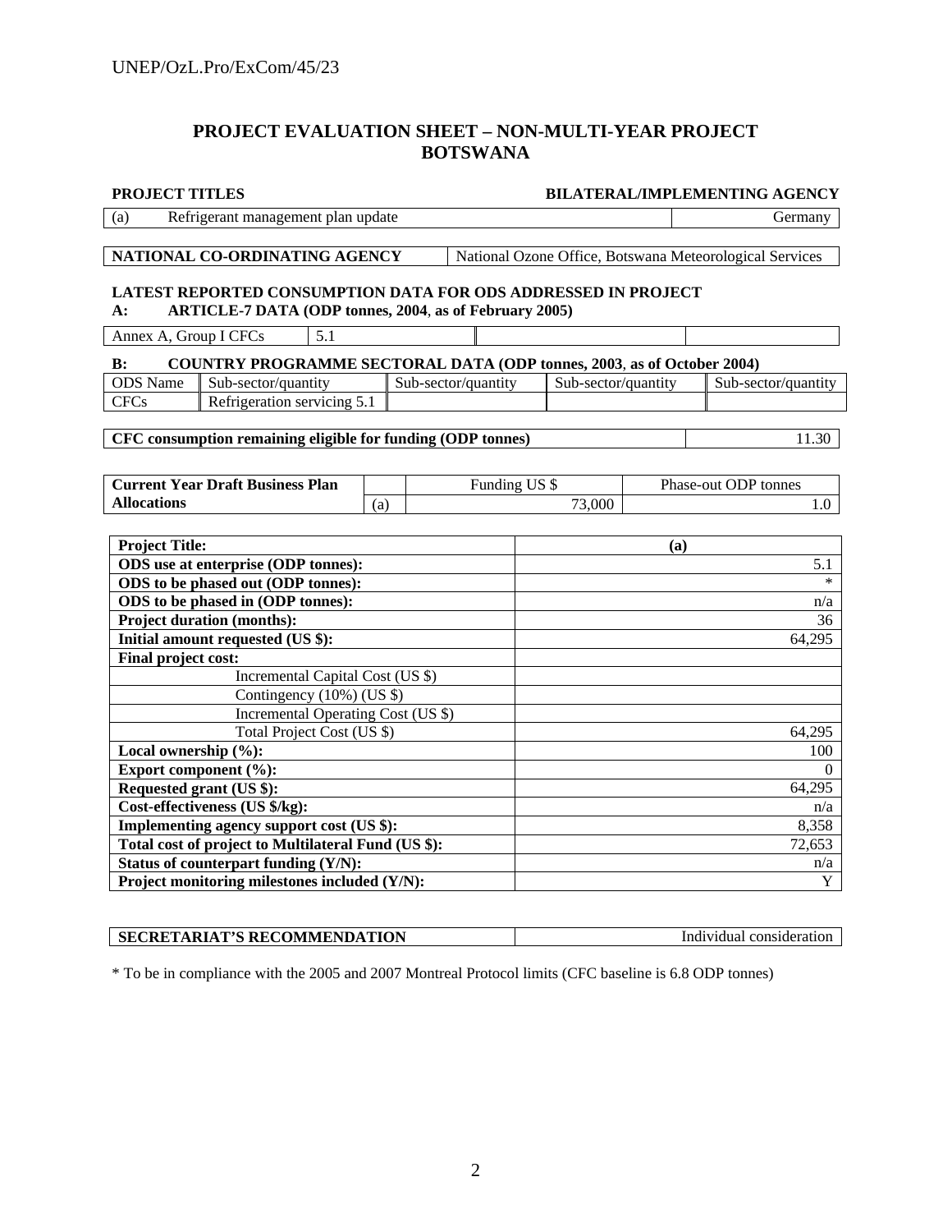# PROJECT EVALUATION SHEET – NON-MULTI-YEAR PROJECT
# BOTSWANA

| PROJECT TITLES | BILATERAL/IMPLEMENTING AGENCY |
|---|---|
| (a) Refrigerant management plan update | Germany |

| NATIONAL CO-ORDINATING AGENCY | National Ozone Office, Botswana Meteorological Services |
|---|---|

**LATEST REPORTED CONSUMPTION DATA FOR ODS ADDRESSED IN PROJECT**

**A: ARTICLE-7 DATA (ODP tonnes, 2004, as of February 2005)**

| Annex A, Group I CFCs | 5.1 | | | |
|---|---|---|---|---|

**B: COUNTRY PROGRAMME SECTORAL DATA (ODP tonnes, 2003, as of October 2004)**

| ODS Name | Sub-sector/quantity | Sub-sector/quantity | Sub-sector/quantity | Sub-sector/quantity |
|---|---|---|---|---|
| CFCs | Refrigeration servicing 5.1 | | | |

| CFC consumption remaining eligible for funding (ODP tonnes) | 11.30 |
|---|---|

| Current Year Draft Business Plan Allocations | | Funding US $ | Phase-out ODP tonnes |
|---|---|---|---|
| | (a) | 73,000 | 1.0 |

| Project Title: | (a) |
|---|---|
| ODS use at enterprise (ODP tonnes): | 5.1 |
| ODS to be phased out (ODP tonnes): | * |
| ODS to be phased in (ODP tonnes): | n/a |
| Project duration (months): | 36 |
| Initial amount requested (US $): | 64,295 |
| Final project cost: | |
| Incremental Capital Cost (US $) | |
| Contingency (10%) (US $) | |
| Incremental Operating Cost (US $) | |
| Total Project Cost (US $) | 64,295 |
| Local ownership (%): | 100 |
| Export component (%): | 0 |
| Requested grant (US $): | 64,295 |
| Cost-effectiveness (US $/kg): | n/a |
| Implementing agency support cost (US $): | 8,358 |
| Total cost of project to Multilateral Fund (US $): | 72,653 |
| Status of counterpart funding (Y/N): | n/a |
| Project monitoring milestones included (Y/N): | Y |

| SECRETARIAT'S RECOMMENDATION | Individual consideration |
|---|---|

* To be in compliance with the 2005 and 2007 Montreal Protocol limits (CFC baseline is 6.8 ODP tonnes)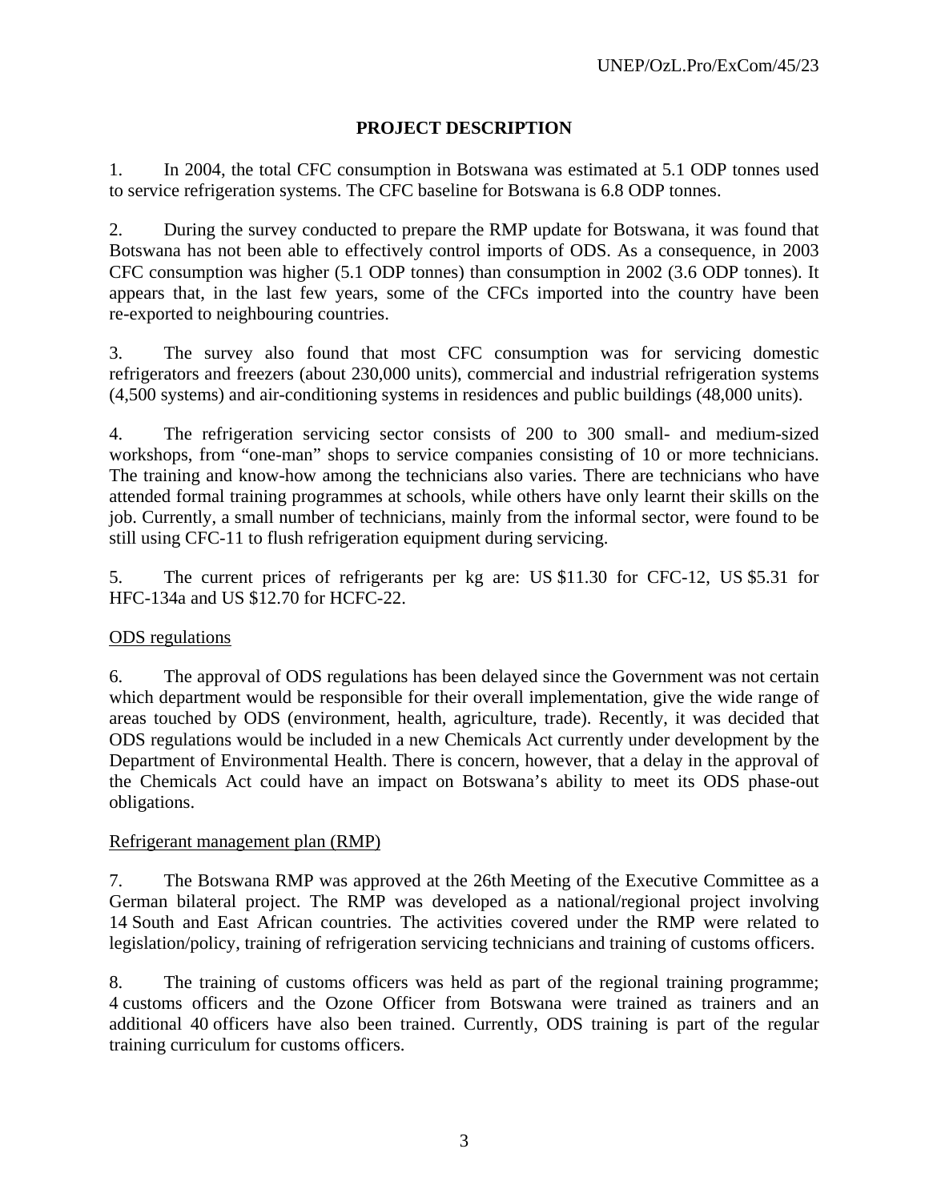## PROJECT DESCRIPTION

1. In 2004, the total CFC consumption in Botswana was estimated at 5.1 ODP tonnes used to service refrigeration systems. The CFC baseline for Botswana is 6.8 ODP tonnes.

2. During the survey conducted to prepare the RMP update for Botswana, it was found that Botswana has not been able to effectively control imports of ODS. As a consequence, in 2003 CFC consumption was higher (5.1 ODP tonnes) than consumption in 2002 (3.6 ODP tonnes). It appears that, in the last few years, some of the CFCs imported into the country have been re-exported to neighbouring countries.

3. The survey also found that most CFC consumption was for servicing domestic refrigerators and freezers (about 230,000 units), commercial and industrial refrigeration systems (4,500 systems) and air-conditioning systems in residences and public buildings (48,000 units).

4. The refrigeration servicing sector consists of 200 to 300 small- and medium-sized workshops, from "one-man" shops to service companies consisting of 10 or more technicians. The training and know-how among the technicians also varies. There are technicians who have attended formal training programmes at schools, while others have only learnt their skills on the job. Currently, a small number of technicians, mainly from the informal sector, were found to be still using CFC-11 to flush refrigeration equipment during servicing.

5. The current prices of refrigerants per kg are: US $11.30 for CFC-12, US $5.31 for HFC-134a and US $12.70 for HCFC-22.

### ODS regulations

6. The approval of ODS regulations has been delayed since the Government was not certain which department would be responsible for their overall implementation, give the wide range of areas touched by ODS (environment, health, agriculture, trade). Recently, it was decided that ODS regulations would be included in a new Chemicals Act currently under development by the Department of Environmental Health. There is concern, however, that a delay in the approval of the Chemicals Act could have an impact on Botswana's ability to meet its ODS phase-out obligations.

### Refrigerant management plan (RMP)

7. The Botswana RMP was approved at the 26th Meeting of the Executive Committee as a German bilateral project. The RMP was developed as a national/regional project involving 14 South and East African countries. The activities covered under the RMP were related to legislation/policy, training of refrigeration servicing technicians and training of customs officers.

8. The training of customs officers was held as part of the regional training programme; 4 customs officers and the Ozone Officer from Botswana were trained as trainers and an additional 40 officers have also been trained. Currently, ODS training is part of the regular training curriculum for customs officers.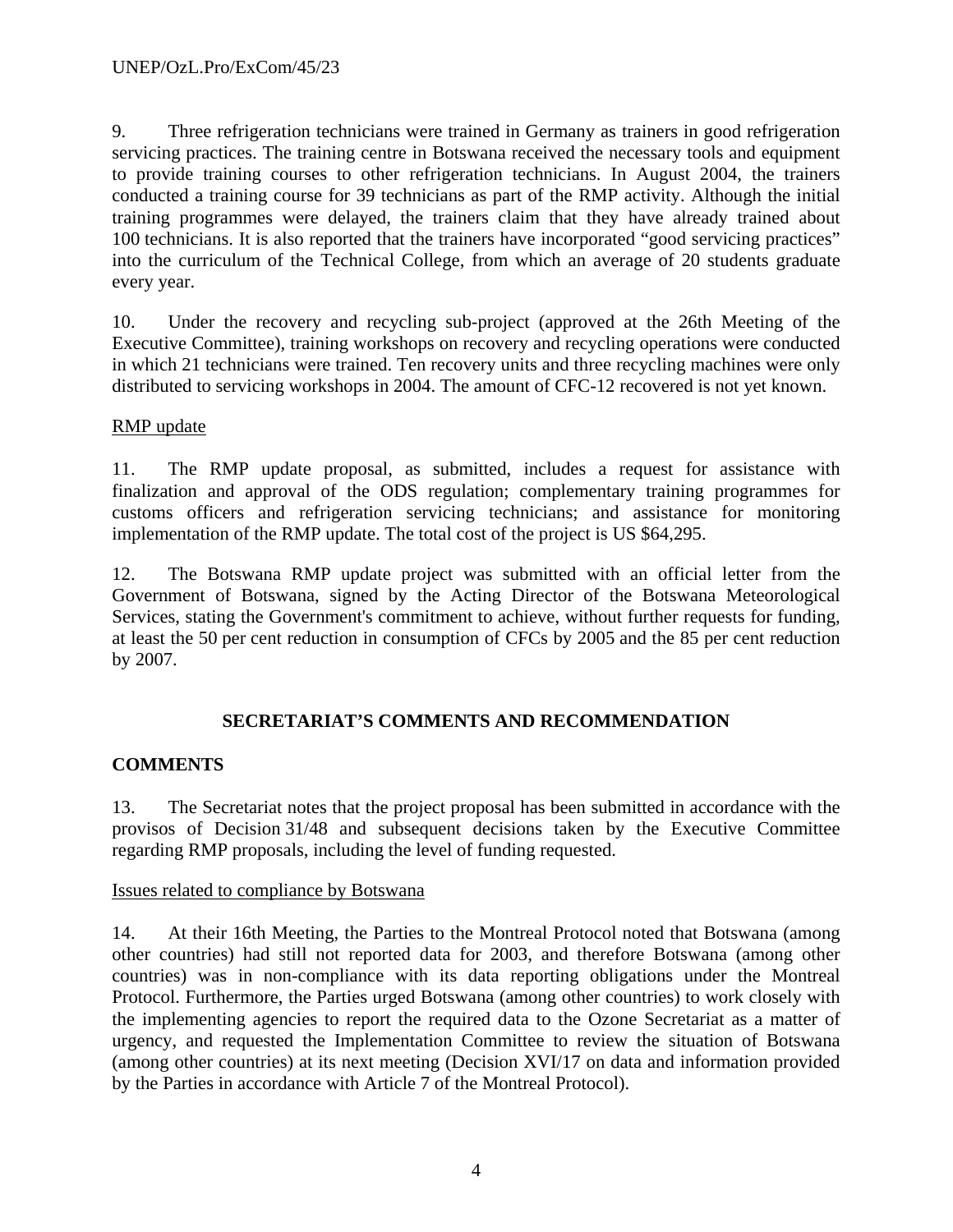9. Three refrigeration technicians were trained in Germany as trainers in good refrigeration servicing practices. The training centre in Botswana received the necessary tools and equipment to provide training courses to other refrigeration technicians. In August 2004, the trainers conducted a training course for 39 technicians as part of the RMP activity. Although the initial training programmes were delayed, the trainers claim that they have already trained about 100 technicians. It is also reported that the trainers have incorporated "good servicing practices" into the curriculum of the Technical College, from which an average of 20 students graduate every year.

10. Under the recovery and recycling sub-project (approved at the 26th Meeting of the Executive Committee), training workshops on recovery and recycling operations were conducted in which 21 technicians were trained. Ten recovery units and three recycling machines were only distributed to servicing workshops in 2004. The amount of CFC-12 recovered is not yet known.

RMP update

11. The RMP update proposal, as submitted, includes a request for assistance with finalization and approval of the ODS regulation; complementary training programmes for customs officers and refrigeration servicing technicians; and assistance for monitoring implementation of the RMP update. The total cost of the project is US $64,295.

12. The Botswana RMP update project was submitted with an official letter from the Government of Botswana, signed by the Acting Director of the Botswana Meteorological Services, stating the Government's commitment to achieve, without further requests for funding, at least the 50 per cent reduction in consumption of CFCs by 2005 and the 85 per cent reduction by 2007.

## SECRETARIAT'S COMMENTS AND RECOMMENDATION

### COMMENTS

13. The Secretariat notes that the project proposal has been submitted in accordance with the provisos of Decision 31/48 and subsequent decisions taken by the Executive Committee regarding RMP proposals, including the level of funding requested.

Issues related to compliance by Botswana

14. At their 16th Meeting, the Parties to the Montreal Protocol noted that Botswana (among other countries) had still not reported data for 2003, and therefore Botswana (among other countries) was in non-compliance with its data reporting obligations under the Montreal Protocol. Furthermore, the Parties urged Botswana (among other countries) to work closely with the implementing agencies to report the required data to the Ozone Secretariat as a matter of urgency, and requested the Implementation Committee to review the situation of Botswana (among other countries) at its next meeting (Decision XVI/17 on data and information provided by the Parties in accordance with Article 7 of the Montreal Protocol).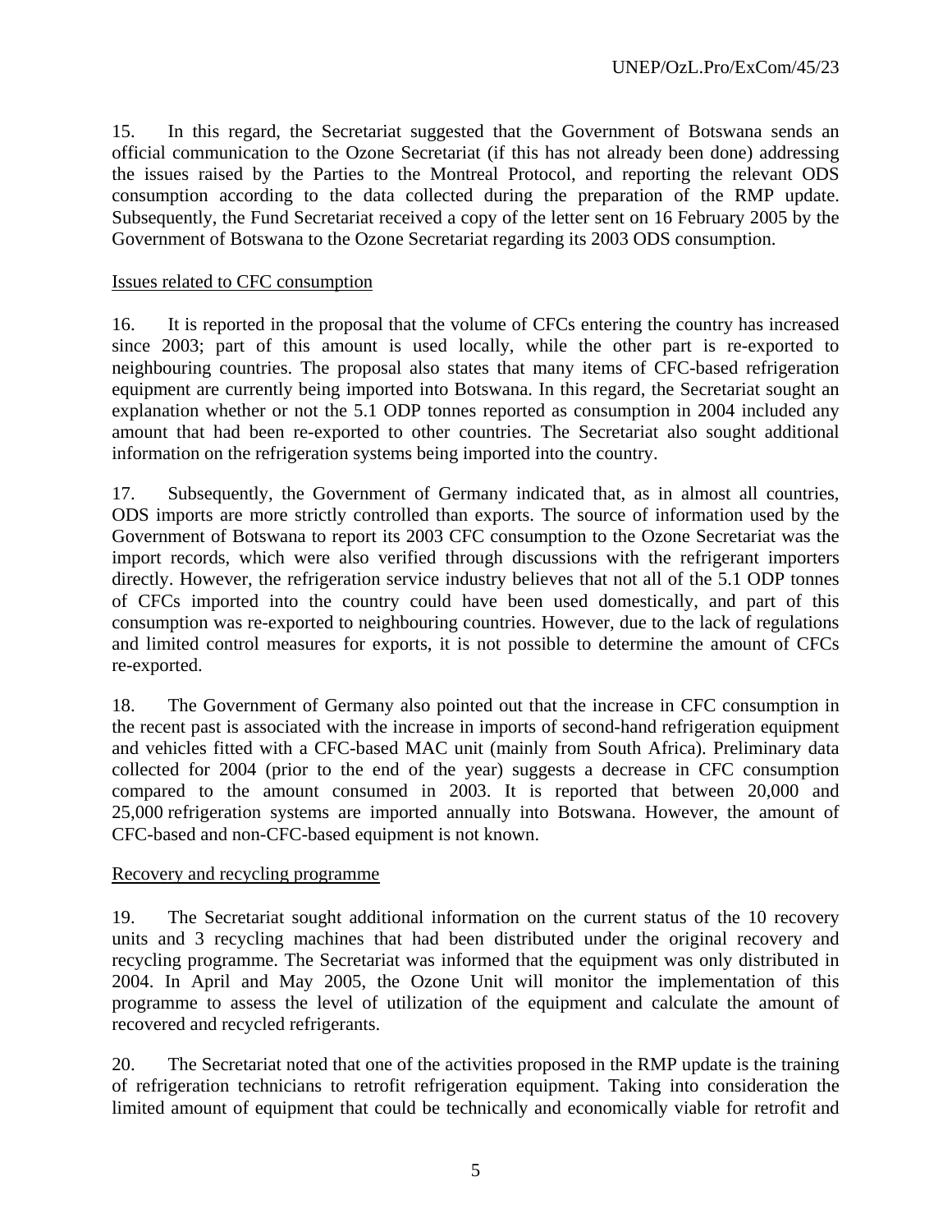15. In this regard, the Secretariat suggested that the Government of Botswana sends an official communication to the Ozone Secretariat (if this has not already been done) addressing the issues raised by the Parties to the Montreal Protocol, and reporting the relevant ODS consumption according to the data collected during the preparation of the RMP update. Subsequently, the Fund Secretariat received a copy of the letter sent on 16 February 2005 by the Government of Botswana to the Ozone Secretariat regarding its 2003 ODS consumption.

Issues related to CFC consumption

16. It is reported in the proposal that the volume of CFCs entering the country has increased since 2003; part of this amount is used locally, while the other part is re-exported to neighbouring countries. The proposal also states that many items of CFC-based refrigeration equipment are currently being imported into Botswana. In this regard, the Secretariat sought an explanation whether or not the 5.1 ODP tonnes reported as consumption in 2004 included any amount that had been re-exported to other countries. The Secretariat also sought additional information on the refrigeration systems being imported into the country.

17. Subsequently, the Government of Germany indicated that, as in almost all countries, ODS imports are more strictly controlled than exports. The source of information used by the Government of Botswana to report its 2003 CFC consumption to the Ozone Secretariat was the import records, which were also verified through discussions with the refrigerant importers directly. However, the refrigeration service industry believes that not all of the 5.1 ODP tonnes of CFCs imported into the country could have been used domestically, and part of this consumption was re-exported to neighbouring countries. However, due to the lack of regulations and limited control measures for exports, it is not possible to determine the amount of CFCs re-exported.

18. The Government of Germany also pointed out that the increase in CFC consumption in the recent past is associated with the increase in imports of second-hand refrigeration equipment and vehicles fitted with a CFC-based MAC unit (mainly from South Africa). Preliminary data collected for 2004 (prior to the end of the year) suggests a decrease in CFC consumption compared to the amount consumed in 2003. It is reported that between 20,000 and 25,000 refrigeration systems are imported annually into Botswana. However, the amount of CFC-based and non-CFC-based equipment is not known.

Recovery and recycling programme

19. The Secretariat sought additional information on the current status of the 10 recovery units and 3 recycling machines that had been distributed under the original recovery and recycling programme. The Secretariat was informed that the equipment was only distributed in 2004. In April and May 2005, the Ozone Unit will monitor the implementation of this programme to assess the level of utilization of the equipment and calculate the amount of recovered and recycled refrigerants.

20. The Secretariat noted that one of the activities proposed in the RMP update is the training of refrigeration technicians to retrofit refrigeration equipment. Taking into consideration the limited amount of equipment that could be technically and economically viable for retrofit and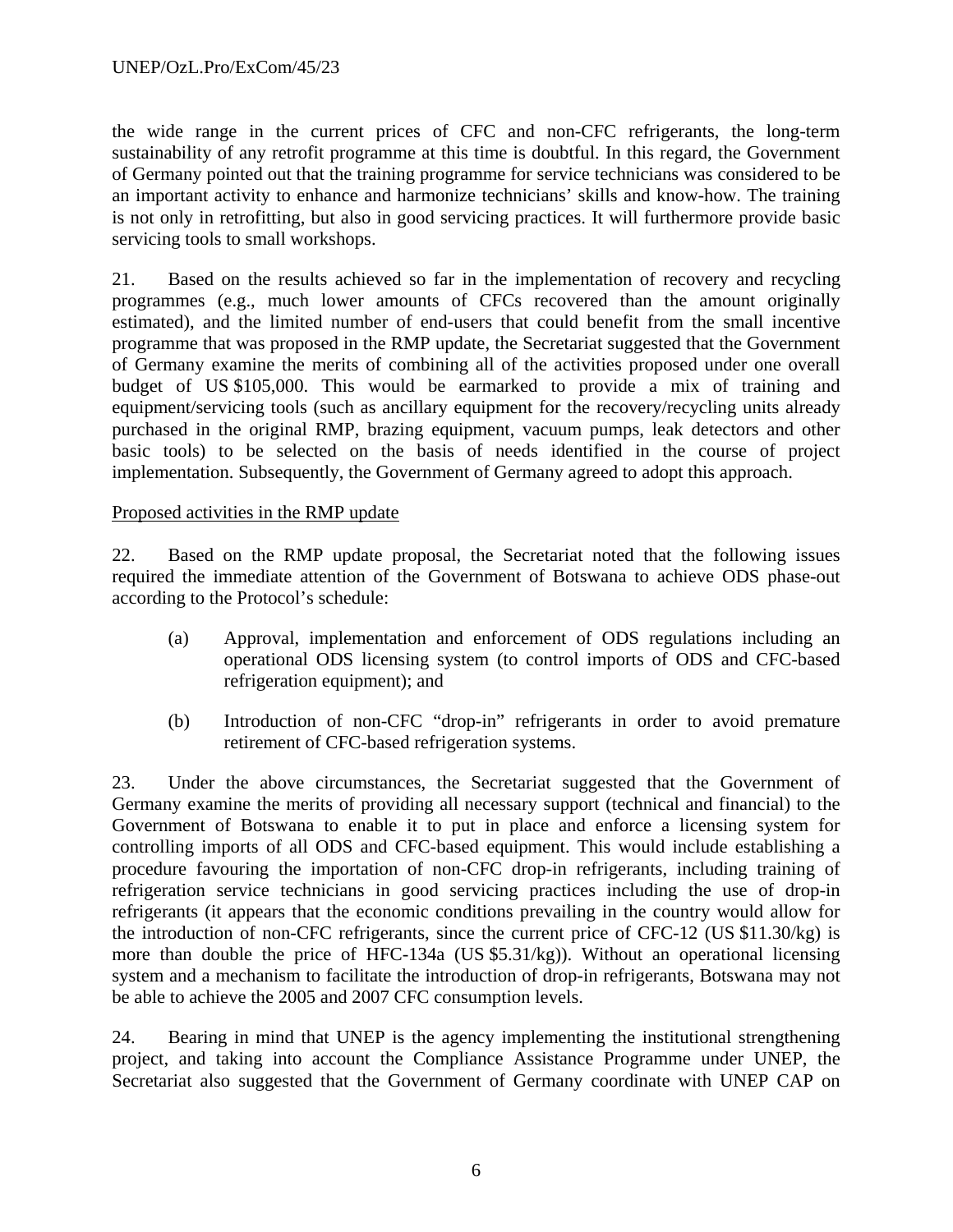the wide range in the current prices of CFC and non-CFC refrigerants, the long-term sustainability of any retrofit programme at this time is doubtful. In this regard, the Government of Germany pointed out that the training programme for service technicians was considered to be an important activity to enhance and harmonize technicians' skills and know-how. The training is not only in retrofitting, but also in good servicing practices. It will furthermore provide basic servicing tools to small workshops.

21. Based on the results achieved so far in the implementation of recovery and recycling programmes (e.g., much lower amounts of CFCs recovered than the amount originally estimated), and the limited number of end-users that could benefit from the small incentive programme that was proposed in the RMP update, the Secretariat suggested that the Government of Germany examine the merits of combining all of the activities proposed under one overall budget of US $105,000. This would be earmarked to provide a mix of training and equipment/servicing tools (such as ancillary equipment for the recovery/recycling units already purchased in the original RMP, brazing equipment, vacuum pumps, leak detectors and other basic tools) to be selected on the basis of needs identified in the course of project implementation. Subsequently, the Government of Germany agreed to adopt this approach.

Proposed activities in the RMP update

22. Based on the RMP update proposal, the Secretariat noted that the following issues required the immediate attention of the Government of Botswana to achieve ODS phase-out according to the Protocol's schedule:

(a) Approval, implementation and enforcement of ODS regulations including an operational ODS licensing system (to control imports of ODS and CFC-based refrigeration equipment); and

(b) Introduction of non-CFC "drop-in" refrigerants in order to avoid premature retirement of CFC-based refrigeration systems.

23. Under the above circumstances, the Secretariat suggested that the Government of Germany examine the merits of providing all necessary support (technical and financial) to the Government of Botswana to enable it to put in place and enforce a licensing system for controlling imports of all ODS and CFC-based equipment. This would include establishing a procedure favouring the importation of non-CFC drop-in refrigerants, including training of refrigeration service technicians in good servicing practices including the use of drop-in refrigerants (it appears that the economic conditions prevailing in the country would allow for the introduction of non-CFC refrigerants, since the current price of CFC-12 (US $11.30/kg) is more than double the price of HFC-134a (US $5.31/kg)). Without an operational licensing system and a mechanism to facilitate the introduction of drop-in refrigerants, Botswana may not be able to achieve the 2005 and 2007 CFC consumption levels.

24. Bearing in mind that UNEP is the agency implementing the institutional strengthening project, and taking into account the Compliance Assistance Programme under UNEP, the Secretariat also suggested that the Government of Germany coordinate with UNEP CAP on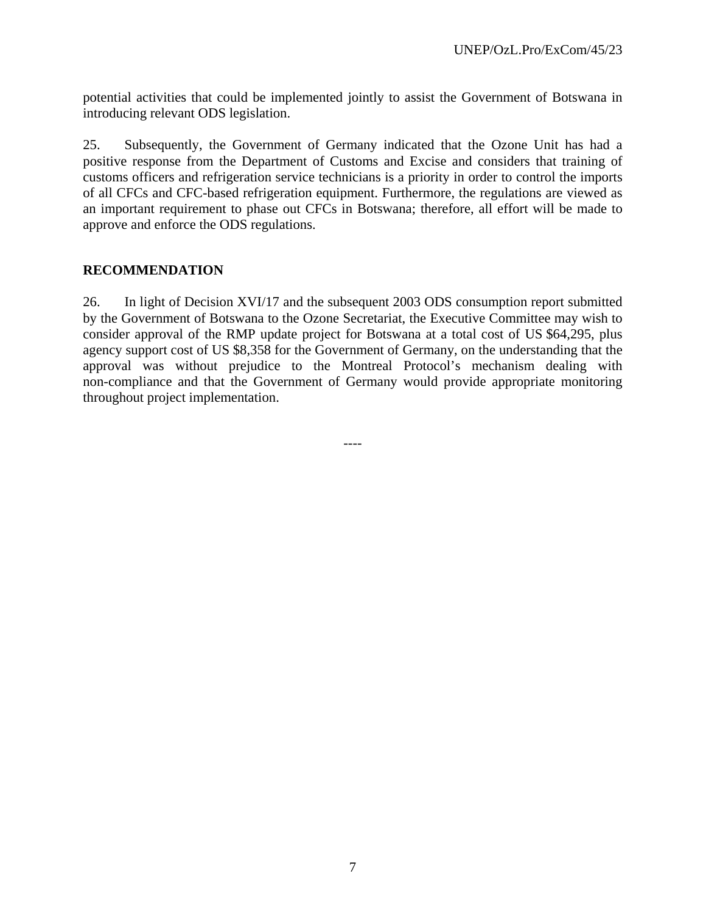potential activities that could be implemented jointly to assist the Government of Botswana in introducing relevant ODS legislation.

25. Subsequently, the Government of Germany indicated that the Ozone Unit has had a positive response from the Department of Customs and Excise and considers that training of customs officers and refrigeration service technicians is a priority in order to control the imports of all CFCs and CFC-based refrigeration equipment. Furthermore, the regulations are viewed as an important requirement to phase out CFCs in Botswana; therefore, all effort will be made to approve and enforce the ODS regulations.

## RECOMMENDATION

26. In light of Decision XVI/17 and the subsequent 2003 ODS consumption report submitted by the Government of Botswana to the Ozone Secretariat, the Executive Committee may wish to consider approval of the RMP update project for Botswana at a total cost of US $64,295, plus agency support cost of US $8,358 for the Government of Germany, on the understanding that the approval was without prejudice to the Montreal Protocol's mechanism dealing with non-compliance and that the Government of Germany would provide appropriate monitoring throughout project implementation.

----